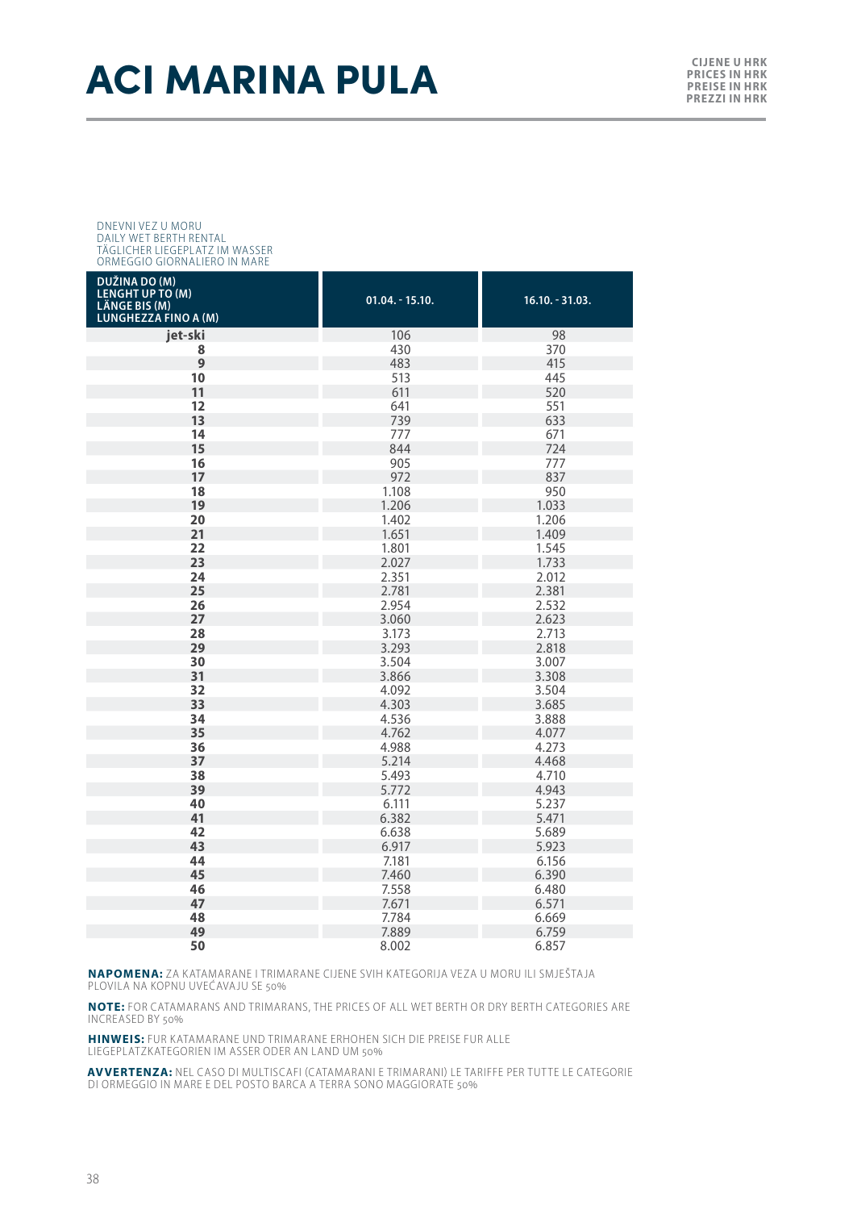# ACI MARINA PULA

**CIJENE U HRK**
**PRICES IN HRK**
**PREISE IN HRK**
**PREZZI IN HRK**

DNEVNI VEZ U MORU
DAILY WET BERTH RENTAL
TÄGLICHER LIEGEPLATZ IM WASSER
ORMEGGIO GIORNALIERO IN MARE

| DUŽINA DO (M) LENGHT UP TO (M) LÄNGE BIS (M) LUNGHEZZA FINO A (M) | 01.04. - 15.10. | 16.10. - 31.03. |
|---|---|---|
| jet-ski | 106 | 98 |
| 8 | 430 | 370 |
| 9 | 483 | 415 |
| 10 | 513 | 445 |
| 11 | 611 | 520 |
| 12 | 641 | 551 |
| 13 | 739 | 633 |
| 14 | 777 | 671 |
| 15 | 844 | 724 |
| 16 | 905 | 777 |
| 17 | 972 | 837 |
| 18 | 1.108 | 950 |
| 19 | 1.206 | 1.033 |
| 20 | 1.402 | 1.206 |
| 21 | 1.651 | 1.409 |
| 22 | 1.801 | 1.545 |
| 23 | 2.027 | 1.733 |
| 24 | 2.351 | 2.012 |
| 25 | 2.781 | 2.381 |
| 26 | 2.954 | 2.532 |
| 27 | 3.060 | 2.623 |
| 28 | 3.173 | 2.713 |
| 29 | 3.293 | 2.818 |
| 30 | 3.504 | 3.007 |
| 31 | 3.866 | 3.308 |
| 32 | 4.092 | 3.504 |
| 33 | 4.303 | 3.685 |
| 34 | 4.536 | 3.888 |
| 35 | 4.762 | 4.077 |
| 36 | 4.988 | 4.273 |
| 37 | 5.214 | 4.468 |
| 38 | 5.493 | 4.710 |
| 39 | 5.772 | 4.943 |
| 40 | 6.111 | 5.237 |
| 41 | 6.382 | 5.471 |
| 42 | 6.638 | 5.689 |
| 43 | 6.917 | 5.923 |
| 44 | 7.181 | 6.156 |
| 45 | 7.460 | 6.390 |
| 46 | 7.558 | 6.480 |
| 47 | 7.671 | 6.571 |
| 48 | 7.784 | 6.669 |
| 49 | 7.889 | 6.759 |
| 50 | 8.002 | 6.857 |

**NAPOMENA:** ZA KATAMARANE I TRIMARANE CIJENE SVIH KATEGORIJA VEZA U MORU ILI SMJEŠTAJA PLOVILA NA KOPNU UVEĆAVAJU SE 50%

**NOTE:** FOR CATAMARANS AND TRIMARANS, THE PRICES OF ALL WET BERTH OR DRY BERTH CATEGORIES ARE INCREASED BY 50%

**HINWEIS:** FUR KATAMARANE UND TRIMARANE ERHOHEN SICH DIE PREISE FUR ALLE LIEGEPLATZKATEGORIEN IM ASSER ODER AN LAND UM 50%

**AVVERTENZA:** NEL CASO DI MULTISCAFI (CATAMARANI E TRIMARANI) LE TARIFFE PER TUTTE LE CATEGORIE DI ORMEGGIO IN MARE E DEL POSTO BARCA A TERRA SONO MAGGIORATE 50%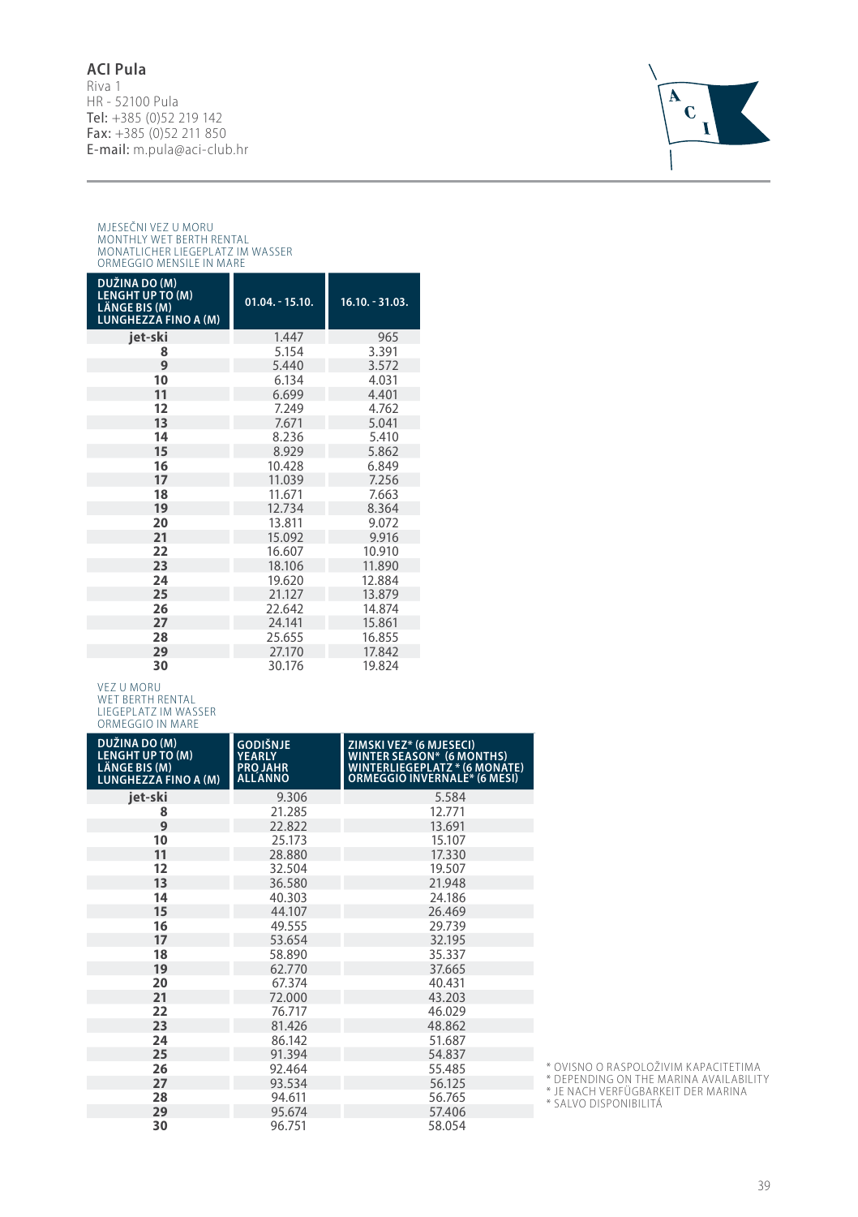## ACI Pula

Riva 1
HR - 52100 Pula
**Tel:** +385 (0)52 219 142
**Fax:** +385 (0)52 211 850
**E-mail:** m.pula@aci-club.hr

MJESEČNI VEZ U MORU
MONTHLY WET BERTH RENTAL
MONATLICHER LIEGEPLATZ IM WASSER
ORMEGGIO MENSILE IN MARE

| DUŽINA DO (M) LENGHT UP TO (M) LÄNGE BIS (M) LUNGHEZZA FINO A (M) | 01.04. - 15.10. | 16.10. - 31.03. |
|---|---|---|
| jet-ski | 1.447 | 965 |
| 8 | 5.154 | 3.391 |
| 9 | 5.440 | 3.572 |
| 10 | 6.134 | 4.031 |
| 11 | 6.699 | 4.401 |
| 12 | 7.249 | 4.762 |
| 13 | 7.671 | 5.041 |
| 14 | 8.236 | 5.410 |
| 15 | 8.929 | 5.862 |
| 16 | 10.428 | 6.849 |
| 17 | 11.039 | 7.256 |
| 18 | 11.671 | 7.663 |
| 19 | 12.734 | 8.364 |
| 20 | 13.811 | 9.072 |
| 21 | 15.092 | 9.916 |
| 22 | 16.607 | 10.910 |
| 23 | 18.106 | 11.890 |
| 24 | 19.620 | 12.884 |
| 25 | 21.127 | 13.879 |
| 26 | 22.642 | 14.874 |
| 27 | 24.141 | 15.861 |
| 28 | 25.655 | 16.855 |
| 29 | 27.170 | 17.842 |
| 30 | 30.176 | 19.824 |

VEZ U MORU
WET BERTH RENTAL
LIEGEPLATZ IM WASSER
ORMEGGIO IN MARE

| DUŽINA DO (M) LENGHT UP TO (M) LÄNGE BIS (M) LUNGHEZZA FINO A (M) | GODIŠNJE YEARLY PRO JAHR ALL'ANNO | ZIMSKI VEZ* (6 MJESECI) WINTER SEASON* (6 MONTHS) WINTERLIEGEPLATZ * (6 MONATE) ORMEGGIO INVERNALE* (6 MESI) |
|---|---|---|
| jet-ski | 9.306 | 5.584 |
| 8 | 21.285 | 12.771 |
| 9 | 22.822 | 13.691 |
| 10 | 25.173 | 15.107 |
| 11 | 28.880 | 17.330 |
| 12 | 32.504 | 19.507 |
| 13 | 36.580 | 21.948 |
| 14 | 40.303 | 24.186 |
| 15 | 44.107 | 26.469 |
| 16 | 49.555 | 29.739 |
| 17 | 53.654 | 32.195 |
| 18 | 58.890 | 35.337 |
| 19 | 62.770 | 37.665 |
| 20 | 67.374 | 40.431 |
| 21 | 72.000 | 43.203 |
| 22 | 76.717 | 46.029 |
| 23 | 81.426 | 48.862 |
| 24 | 86.142 | 51.687 |
| 25 | 91.394 | 54.837 |
| 26 | 92.464 | 55.485 |
| 27 | 93.534 | 56.125 |
| 28 | 94.611 | 56.765 |
| 29 | 95.674 | 57.406 |
| 30 | 96.751 | 58.054 |

* OVISNO O RASPOLOŽIVIM KAPACITETIMA
* DEPENDING ON THE MARINA AVAILABILITY
* JE NACH VERFÜGBARKEIT DER MARINA
* SALVO DISPONIBILITÀ